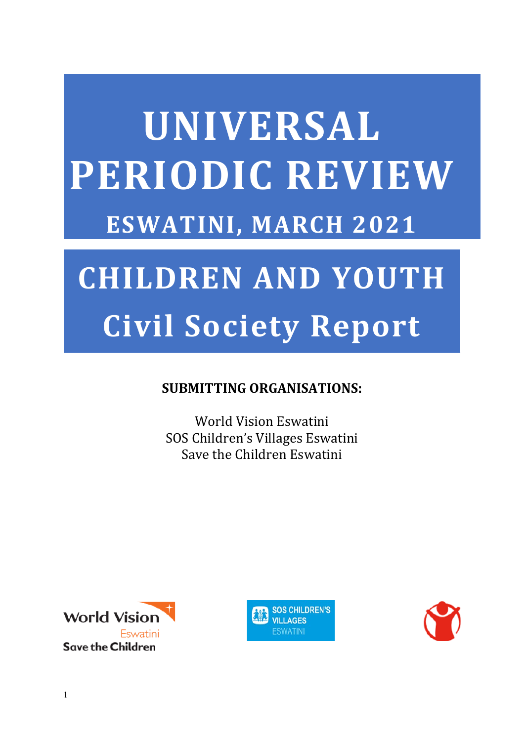# UNIVERSAL PERIODIC REVIEW

## ESWATINI, MARCH 2021

# CHILDREN AND YOUTH

## Civil Society Report

**SUBMITTING ORGANISATIONS:**

World Vision Eswatini
SOS Children's Villages Eswatini
Save the Children Eswatini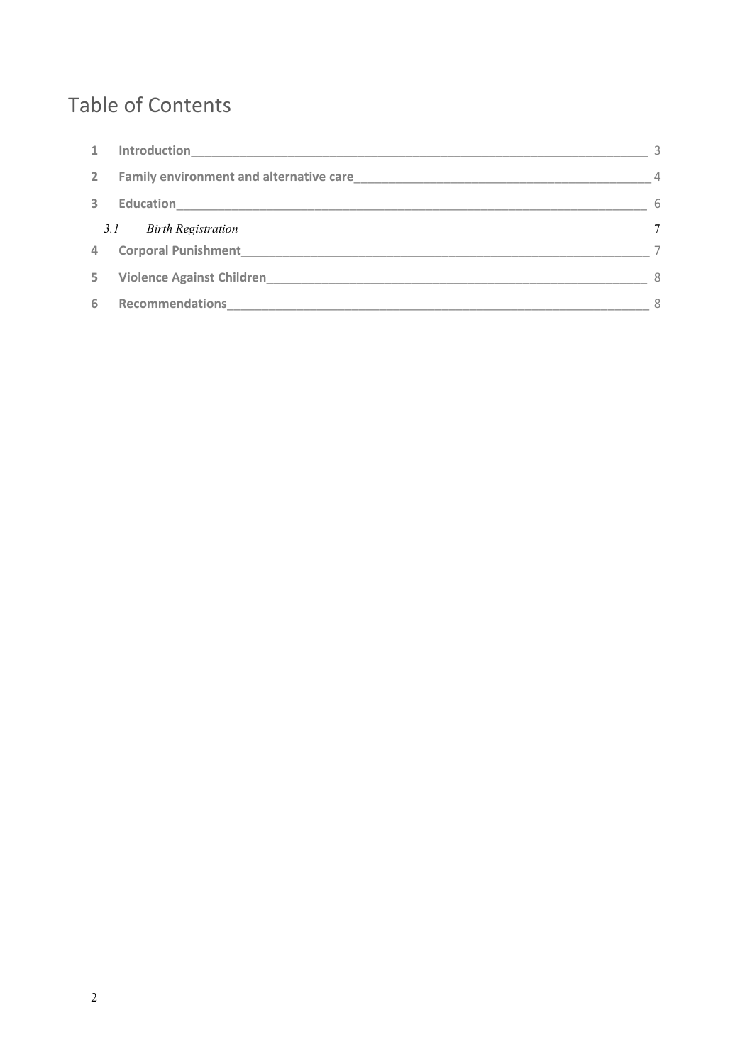# Table of Contents

1 **Introduction** 3

2 **Family environment and alternative care** 4

3 **Education** 6

   *3.1 Birth Registration* 7

4 **Corporal Punishment** 7

5 **Violence Against Children** 8

6 **Recommendations** 8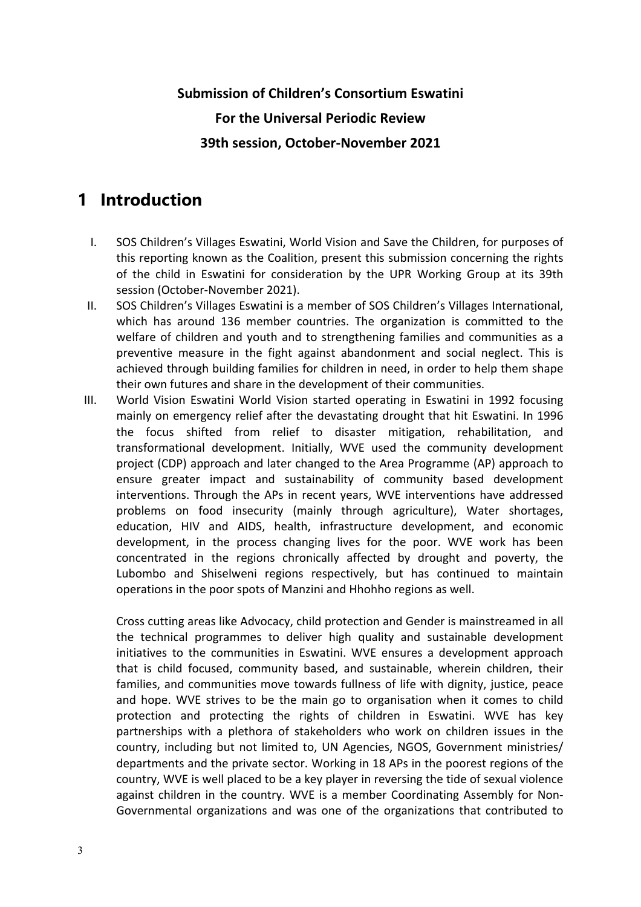**Submission of Children's Consortium Eswatini**

**For the Universal Periodic Review**

**39th session, October-November 2021**

# 1 Introduction

I. SOS Children's Villages Eswatini, World Vision and Save the Children, for purposes of this reporting known as the Coalition, present this submission concerning the rights of the child in Eswatini for consideration by the UPR Working Group at its 39th session (October-November 2021).

II. SOS Children's Villages Eswatini is a member of SOS Children's Villages International, which has around 136 member countries. The organization is committed to the welfare of children and youth and to strengthening families and communities as a preventive measure in the fight against abandonment and social neglect. This is achieved through building families for children in need, in order to help them shape their own futures and share in the development of their communities.

III. World Vision Eswatini World Vision started operating in Eswatini in 1992 focusing mainly on emergency relief after the devastating drought that hit Eswatini. In 1996 the focus shifted from relief to disaster mitigation, rehabilitation, and transformational development. Initially, WVE used the community development project (CDP) approach and later changed to the Area Programme (AP) approach to ensure greater impact and sustainability of community based development interventions. Through the APs in recent years, WVE interventions have addressed problems on food insecurity (mainly through agriculture), Water shortages, education, HIV and AIDS, health, infrastructure development, and economic development, in the process changing lives for the poor. WVE work has been concentrated in the regions chronically affected by drought and poverty, the Lubombo and Shiselweni regions respectively, but has continued to maintain operations in the poor spots of Manzini and Hhohho regions as well.

Cross cutting areas like Advocacy, child protection and Gender is mainstreamed in all the technical programmes to deliver high quality and sustainable development initiatives to the communities in Eswatini. WVE ensures a development approach that is child focused, community based, and sustainable, wherein children, their families, and communities move towards fullness of life with dignity, justice, peace and hope. WVE strives to be the main go to organisation when it comes to child protection and protecting the rights of children in Eswatini. WVE has key partnerships with a plethora of stakeholders who work on children issues in the country, including but not limited to, UN Agencies, NGOS, Government ministries/ departments and the private sector. Working in 18 APs in the poorest regions of the country, WVE is well placed to be a key player in reversing the tide of sexual violence against children in the country. WVE is a member Coordinating Assembly for Non-Governmental organizations and was one of the organizations that contributed to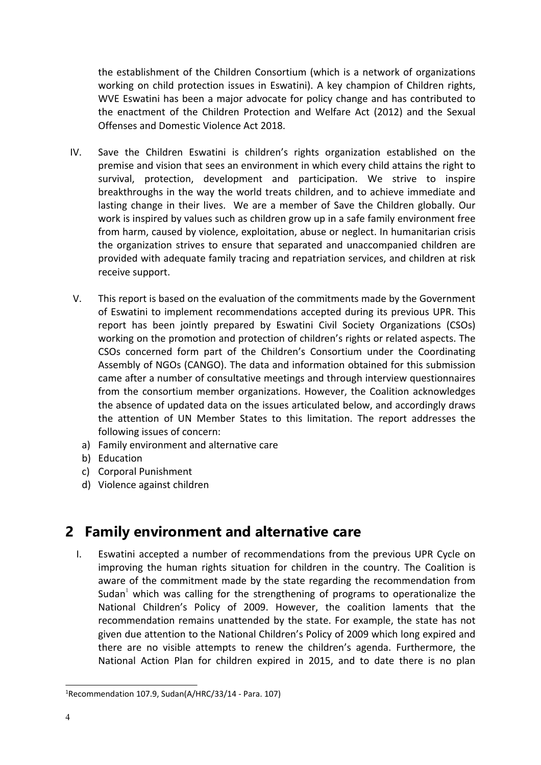the establishment of the Children Consortium (which is a network of organizations working on child protection issues in Eswatini). A key champion of Children rights, WVE Eswatini has been a major advocate for policy change and has contributed to the enactment of the Children Protection and Welfare Act (2012) and the Sexual Offenses and Domestic Violence Act 2018.

IV. Save the Children Eswatini is children's rights organization established on the premise and vision that sees an environment in which every child attains the right to survival, protection, development and participation. We strive to inspire breakthroughs in the way the world treats children, and to achieve immediate and lasting change in their lives. We are a member of Save the Children globally. Our work is inspired by values such as children grow up in a safe family environment free from harm, caused by violence, exploitation, abuse or neglect. In humanitarian crisis the organization strives to ensure that separated and unaccompanied children are provided with adequate family tracing and repatriation services, and children at risk receive support.

V. This report is based on the evaluation of the commitments made by the Government of Eswatini to implement recommendations accepted during its previous UPR. This report has been jointly prepared by Eswatini Civil Society Organizations (CSOs) working on the promotion and protection of children's rights or related aspects. The CSOs concerned form part of the Children's Consortium under the Coordinating Assembly of NGOs (CANGO). The data and information obtained for this submission came after a number of consultative meetings and through interview questionnaires from the consortium member organizations. However, the Coalition acknowledges the absence of updated data on the issues articulated below, and accordingly draws the attention of UN Member States to this limitation. The report addresses the following issues of concern:

a) Family environment and alternative care
b) Education
c) Corporal Punishment
d) Violence against children

## 2 Family environment and alternative care

I. Eswatini accepted a number of recommendations from the previous UPR Cycle on improving the human rights situation for children in the country. The Coalition is aware of the commitment made by the state regarding the recommendation from Sudan[1] which was calling for the strengthening of programs to operationalize the National Children's Policy of 2009. However, the coalition laments that the recommendation remains unattended by the state. For example, the state has not given due attention to the National Children's Policy of 2009 which long expired and there are no visible attempts to renew the children's agenda. Furthermore, the National Action Plan for children expired in 2015, and to date there is no plan

[1] Recommendation 107.9, Sudan(A/HRC/33/14 - Para. 107)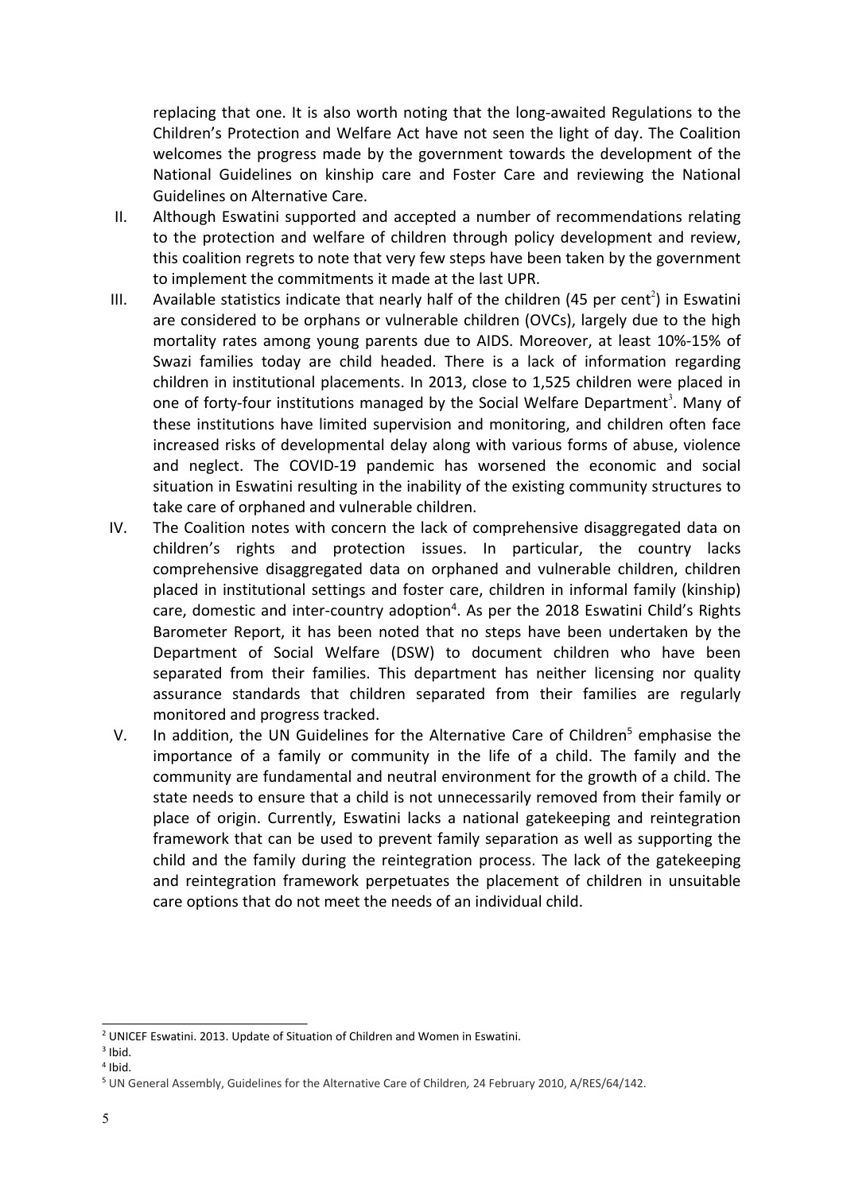replacing that one. It is also worth noting that the long-awaited Regulations to the Children's Protection and Welfare Act have not seen the light of day. The Coalition welcomes the progress made by the government towards the development of the National Guidelines on kinship care and Foster Care and reviewing the National Guidelines on Alternative Care.

II. Although Eswatini supported and accepted a number of recommendations relating to the protection and welfare of children through policy development and review, this coalition regrets to note that very few steps have been taken by the government to implement the commitments it made at the last UPR.

III. Available statistics indicate that nearly half of the children (45 per cent[2]) in Eswatini are considered to be orphans or vulnerable children (OVCs), largely due to the high mortality rates among young parents due to AIDS. Moreover, at least 10%-15% of Swazi families today are child headed. There is a lack of information regarding children in institutional placements. In 2013, close to 1,525 children were placed in one of forty-four institutions managed by the Social Welfare Department[3]. Many of these institutions have limited supervision and monitoring, and children often face increased risks of developmental delay along with various forms of abuse, violence and neglect. The COVID-19 pandemic has worsened the economic and social situation in Eswatini resulting in the inability of the existing community structures to take care of orphaned and vulnerable children.

IV. The Coalition notes with concern the lack of comprehensive disaggregated data on children's rights and protection issues. In particular, the country lacks comprehensive disaggregated data on orphaned and vulnerable children, children placed in institutional settings and foster care, children in informal family (kinship) care, domestic and inter-country adoption[4]. As per the 2018 Eswatini Child's Rights Barometer Report, it has been noted that no steps have been undertaken by the Department of Social Welfare (DSW) to document children who have been separated from their families. This department has neither licensing nor quality assurance standards that children separated from their families are regularly monitored and progress tracked.

V. In addition, the UN Guidelines for the Alternative Care of Children[5] emphasise the importance of a family or community in the life of a child. The family and the community are fundamental and neutral environment for the growth of a child. The state needs to ensure that a child is not unnecessarily removed from their family or place of origin. Currently, Eswatini lacks a national gatekeeping and reintegration framework that can be used to prevent family separation as well as supporting the child and the family during the reintegration process. The lack of the gatekeeping and reintegration framework perpetuates the placement of children in unsuitable care options that do not meet the needs of an individual child.

---

[2] UNICEF Eswatini. 2013. Update of Situation of Children and Women in Eswatini.

[3] Ibid.

[4] Ibid.

[5] UN General Assembly, Guidelines for the Alternative Care of Children, 24 February 2010, A/RES/64/142.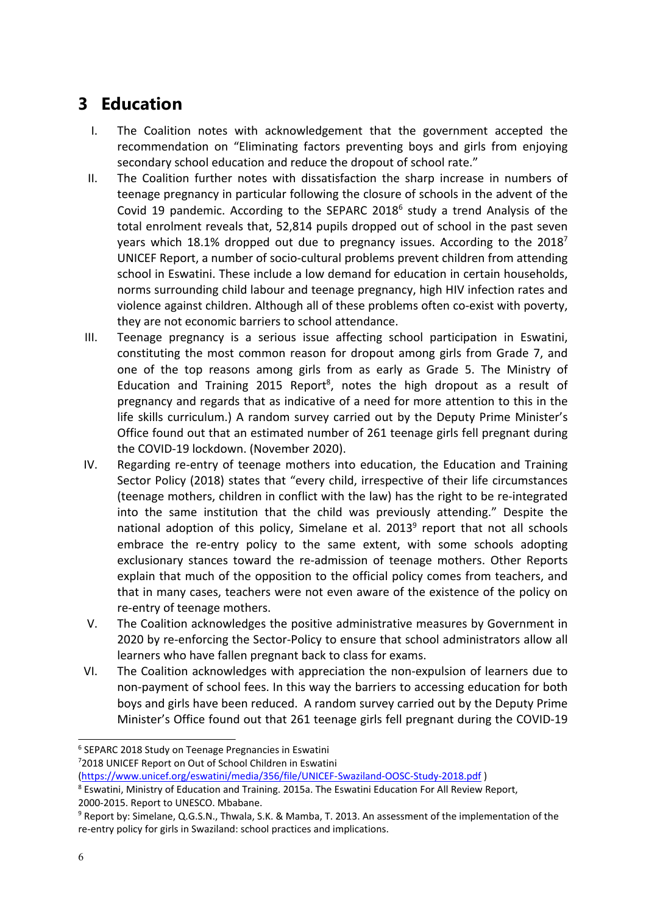# 3 Education

I. The Coalition notes with acknowledgement that the government accepted the recommendation on "Eliminating factors preventing boys and girls from enjoying secondary school education and reduce the dropout of school rate."

II. The Coalition further notes with dissatisfaction the sharp increase in numbers of teenage pregnancy in particular following the closure of schools in the advent of the Covid 19 pandemic. According to the SEPARC 2018[6] study a trend Analysis of the total enrolment reveals that, 52,814 pupils dropped out of school in the past seven years which 18.1% dropped out due to pregnancy issues. According to the 2018[7] UNICEF Report, a number of socio-cultural problems prevent children from attending school in Eswatini. These include a low demand for education in certain households, norms surrounding child labour and teenage pregnancy, high HIV infection rates and violence against children. Although all of these problems often co-exist with poverty, they are not economic barriers to school attendance.

III. Teenage pregnancy is a serious issue affecting school participation in Eswatini, constituting the most common reason for dropout among girls from Grade 7, and one of the top reasons among girls from as early as Grade 5. The Ministry of Education and Training 2015 Report[8], notes the high dropout as a result of pregnancy and regards that as indicative of a need for more attention to this in the life skills curriculum.) A random survey carried out by the Deputy Prime Minister's Office found out that an estimated number of 261 teenage girls fell pregnant during the COVID-19 lockdown. (November 2020).

IV. Regarding re-entry of teenage mothers into education, the Education and Training Sector Policy (2018) states that "every child, irrespective of their life circumstances (teenage mothers, children in conflict with the law) has the right to be re-integrated into the same institution that the child was previously attending." Despite the national adoption of this policy, Simelane et al. 2013[9] report that not all schools embrace the re-entry policy to the same extent, with some schools adopting exclusionary stances toward the re-admission of teenage mothers. Other Reports explain that much of the opposition to the official policy comes from teachers, and that in many cases, teachers were not even aware of the existence of the policy on re-entry of teenage mothers.

V. The Coalition acknowledges the positive administrative measures by Government in 2020 by re-enforcing the Sector-Policy to ensure that school administrators allow all learners who have fallen pregnant back to class for exams.

VI. The Coalition acknowledges with appreciation the non-expulsion of learners due to non-payment of school fees. In this way the barriers to accessing education for both boys and girls have been reduced. A random survey carried out by the Deputy Prime Minister's Office found out that 261 teenage girls fell pregnant during the COVID-19

---

[6] SEPARC 2018 Study on Teenage Pregnancies in Eswatini

[7] 2018 UNICEF Report on Out of School Children in Eswatini (https://www.unicef.org/eswatini/media/356/file/UNICEF-Swaziland-OOSC-Study-2018.pdf )

[8] Eswatini, Ministry of Education and Training. 2015a. The Eswatini Education For All Review Report, 2000-2015. Report to UNESCO. Mbabane.

[9] Report by: Simelane, Q.G.S.N., Thwala, S.K. & Mamba, T. 2013. An assessment of the implementation of the re-entry policy for girls in Swaziland: school practices and implications.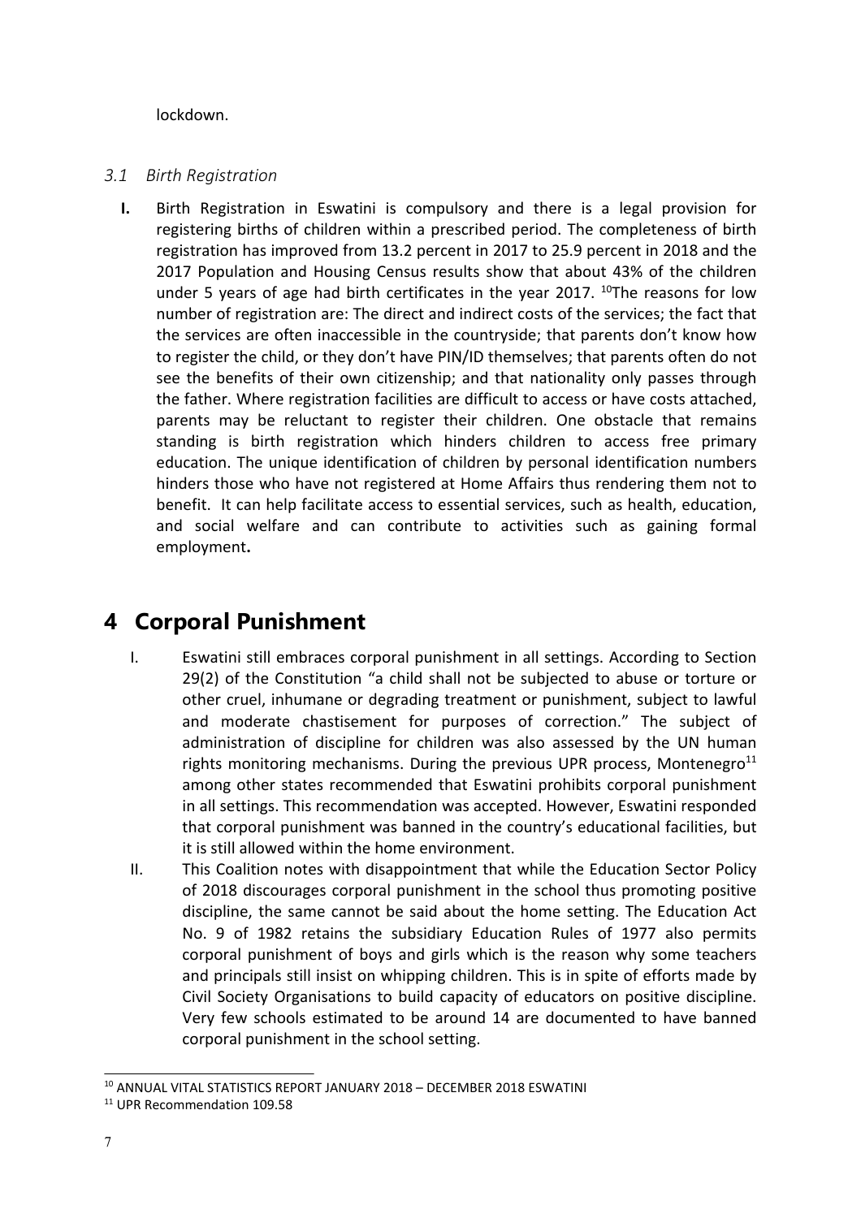lockdown.

### *3.1 Birth Registration*

**I.** Birth Registration in Eswatini is compulsory and there is a legal provision for registering births of children within a prescribed period. The completeness of birth registration has improved from 13.2 percent in 2017 to 25.9 percent in 2018 and the 2017 Population and Housing Census results show that about 43% of the children under 5 years of age had birth certificates in the year 2017. [10]The reasons for low number of registration are: The direct and indirect costs of the services; the fact that the services are often inaccessible in the countryside; that parents don't know how to register the child, or they don't have PIN/ID themselves; that parents often do not see the benefits of their own citizenship; and that nationality only passes through the father. Where registration facilities are difficult to access or have costs attached, parents may be reluctant to register their children. One obstacle that remains standing is birth registration which hinders children to access free primary education. The unique identification of children by personal identification numbers hinders those who have not registered at Home Affairs thus rendering them not to benefit. It can help facilitate access to essential services, such as health, education, and social welfare and can contribute to activities such as gaining formal employment**.**

# 4 Corporal Punishment

I. Eswatini still embraces corporal punishment in all settings. According to Section 29(2) of the Constitution "a child shall not be subjected to abuse or torture or other cruel, inhumane or degrading treatment or punishment, subject to lawful and moderate chastisement for purposes of correction." The subject of administration of discipline for children was also assessed by the UN human rights monitoring mechanisms. During the previous UPR process, Montenegro[11] among other states recommended that Eswatini prohibits corporal punishment in all settings. This recommendation was accepted. However, Eswatini responded that corporal punishment was banned in the country's educational facilities, but it is still allowed within the home environment.

II. This Coalition notes with disappointment that while the Education Sector Policy of 2018 discourages corporal punishment in the school thus promoting positive discipline, the same cannot be said about the home setting. The Education Act No. 9 of 1982 retains the subsidiary Education Rules of 1977 also permits corporal punishment of boys and girls which is the reason why some teachers and principals still insist on whipping children. This is in spite of efforts made by Civil Society Organisations to build capacity of educators on positive discipline. Very few schools estimated to be around 14 are documented to have banned corporal punishment in the school setting.

[10] ANNUAL VITAL STATISTICS REPORT JANUARY 2018 – DECEMBER 2018 ESWATINI

[11] UPR Recommendation 109.58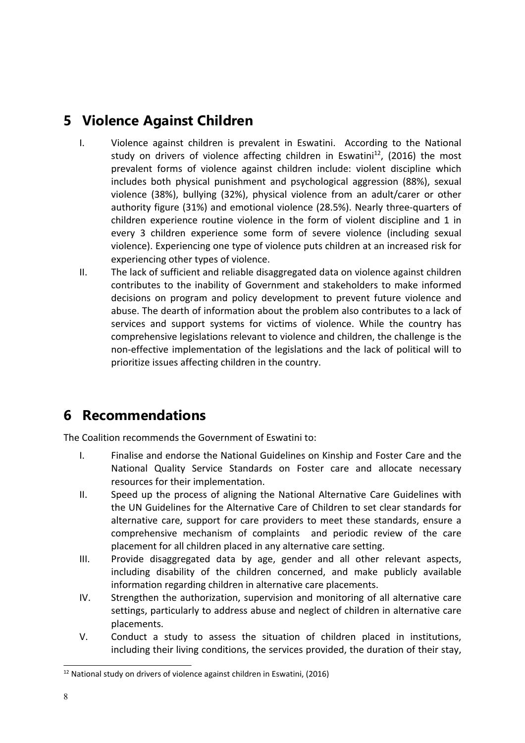# 5 Violence Against Children

I. Violence against children is prevalent in Eswatini. According to the National study on drivers of violence affecting children in Eswatini[12], (2016) the most prevalent forms of violence against children include: violent discipline which includes both physical punishment and psychological aggression (88%), sexual violence (38%), bullying (32%), physical violence from an adult/carer or other authority figure (31%) and emotional violence (28.5%). Nearly three-quarters of children experience routine violence in the form of violent discipline and 1 in every 3 children experience some form of severe violence (including sexual violence). Experiencing one type of violence puts children at an increased risk for experiencing other types of violence.

II. The lack of sufficient and reliable disaggregated data on violence against children contributes to the inability of Government and stakeholders to make informed decisions on program and policy development to prevent future violence and abuse. The dearth of information about the problem also contributes to a lack of services and support systems for victims of violence. While the country has comprehensive legislations relevant to violence and children, the challenge is the non-effective implementation of the legislations and the lack of political will to prioritize issues affecting children in the country.

# 6 Recommendations

The Coalition recommends the Government of Eswatini to:

I. Finalise and endorse the National Guidelines on Kinship and Foster Care and the National Quality Service Standards on Foster care and allocate necessary resources for their implementation.

II. Speed up the process of aligning the National Alternative Care Guidelines with the UN Guidelines for the Alternative Care of Children to set clear standards for alternative care, support for care providers to meet these standards, ensure a comprehensive mechanism of complaints and periodic review of the care placement for all children placed in any alternative care setting.

III. Provide disaggregated data by age, gender and all other relevant aspects, including disability of the children concerned, and make publicly available information regarding children in alternative care placements.

IV. Strengthen the authorization, supervision and monitoring of all alternative care settings, particularly to address abuse and neglect of children in alternative care placements.

V. Conduct a study to assess the situation of children placed in institutions, including their living conditions, the services provided, the duration of their stay,

[12] National study on drivers of violence against children in Eswatini, (2016)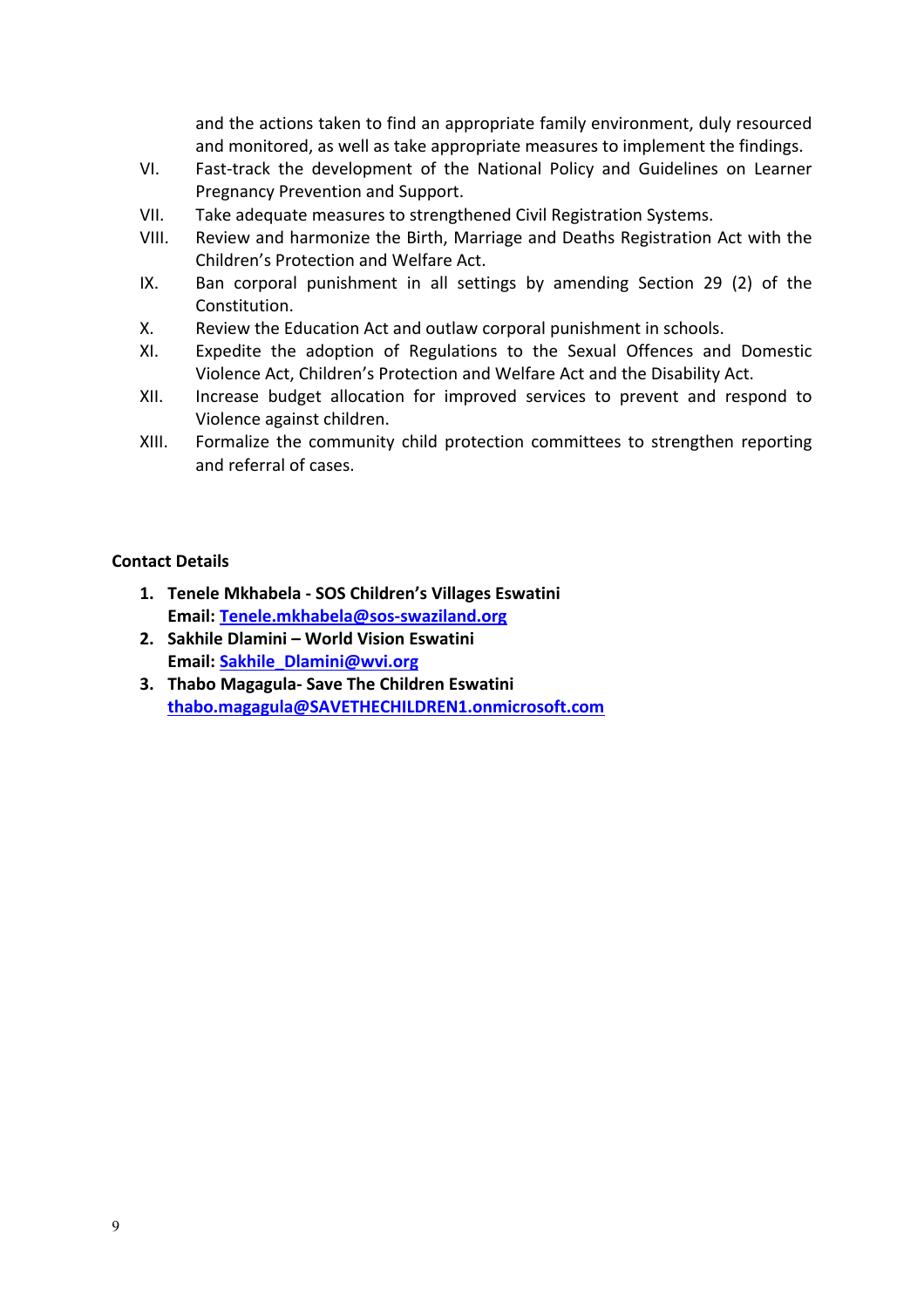and the actions taken to find an appropriate family environment, duly resourced and monitored, as well as take appropriate measures to implement the findings.

VI. Fast-track the development of the National Policy and Guidelines on Learner Pregnancy Prevention and Support.

VII. Take adequate measures to strengthened Civil Registration Systems.

VIII. Review and harmonize the Birth, Marriage and Deaths Registration Act with the Children's Protection and Welfare Act.

IX. Ban corporal punishment in all settings by amending Section 29 (2) of the Constitution.

X. Review the Education Act and outlaw corporal punishment in schools.

XI. Expedite the adoption of Regulations to the Sexual Offences and Domestic Violence Act, Children's Protection and Welfare Act and the Disability Act.

XII. Increase budget allocation for improved services to prevent and respond to Violence against children.

XIII. Formalize the community child protection committees to strengthen reporting and referral of cases.

**Contact Details**

1. **Tenele Mkhabela - SOS Children's Villages Eswatini**
   **Email: Tenele.mkhabela@sos-swaziland.org**
2. **Sakhile Dlamini – World Vision Eswatini**
   **Email: Sakhile_Dlamini@wvi.org**
3. **Thabo Magagula- Save The Children Eswatini**
   **thabo.magagula@SAVETHECHILDREN1.onmicrosoft.com**